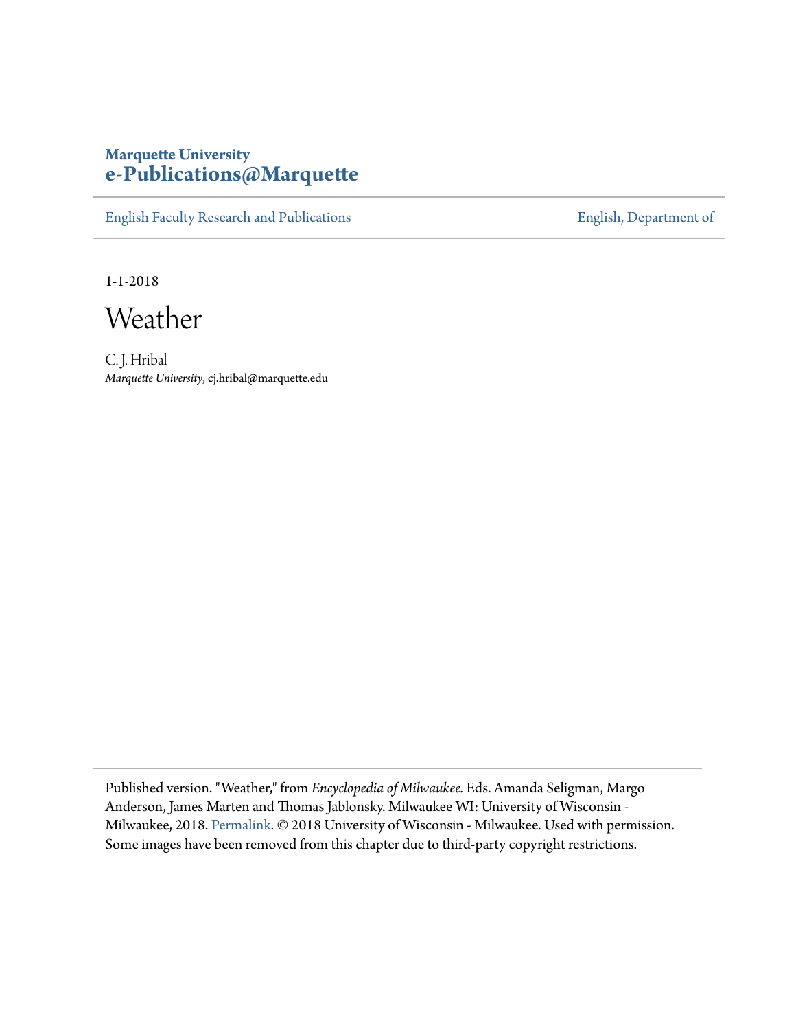**Marquette University**
**e-Publications@Marquette**

English Faculty Research and Publications | English, Department of

1-1-2018

# Weather

C. J. Hribal
*Marquette University*, cj.hribal@marquette.edu

Published version. "Weather," from *Encyclopedia of Milwaukee.* Eds. Amanda Seligman, Margo Anderson, James Marten and Thomas Jablonsky. Milwaukee WI: University of Wisconsin - Milwaukee, 2018. Permalink. © 2018 University of Wisconsin - Milwaukee. Used with permission. Some images have been removed from this chapter due to third-party copyright restrictions.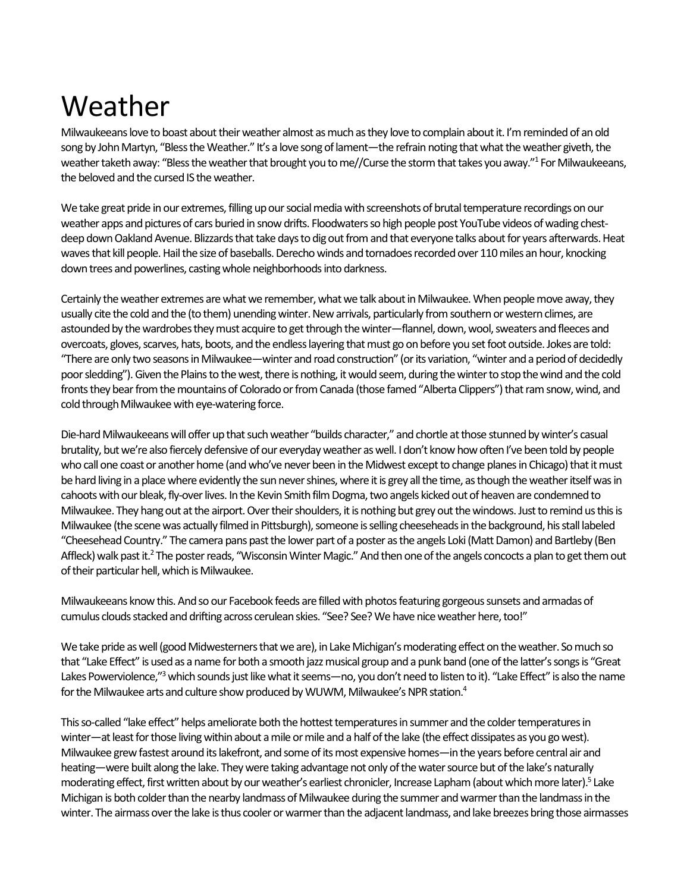# Weather

Milwaukeeans love to boast about their weather almost as much as they love to complain about it. I'm reminded of an old song by John Martyn, "Bless the Weather." It's a love song of lament—the refrain noting that what the weather giveth, the weather taketh away: "Bless the weather that brought you to me//Curse the storm that takes you away."[1] For Milwaukeeans, the beloved and the cursed IS the weather.

We take great pride in our extremes, filling up our social media with screenshots of brutal temperature recordings on our weather apps and pictures of cars buried in snow drifts. Floodwaters so high people post YouTube videos of wading chest-deep down Oakland Avenue. Blizzards that take days to dig out from and that everyone talks about for years afterwards. Heat waves that kill people. Hail the size of baseballs. Derecho winds and tornadoes recorded over 110 miles an hour, knocking down trees and powerlines, casting whole neighborhoods into darkness.

Certainly the weather extremes are what we remember, what we talk about in Milwaukee. When people move away, they usually cite the cold and the (to them) unending winter. New arrivals, particularly from southern or western climes, are astounded by the wardrobes they must acquire to get through the winter—flannel, down, wool, sweaters and fleeces and overcoats, gloves, scarves, hats, boots, and the endless layering that must go on before you set foot outside. Jokes are told: "There are only two seasons in Milwaukee—winter and road construction" (or its variation, "winter and a period of decidedly poor sledding"). Given the Plains to the west, there is nothing, it would seem, during the winter to stop the wind and the cold fronts they bear from the mountains of Colorado or from Canada (those famed "Alberta Clippers") that ram snow, wind, and cold through Milwaukee with eye-watering force.

Die-hard Milwaukeeans will offer up that such weather "builds character," and chortle at those stunned by winter's casual brutality, but we're also fiercely defensive of our everyday weather as well. I don't know how often I've been told by people who call one coast or another home (and who've never been in the Midwest except to change planes in Chicago) that it must be hard living in a place where evidently the sun never shines, where it is grey all the time, as though the weather itself was in cahoots with our bleak, fly-over lives. In the Kevin Smith film Dogma, two angels kicked out of heaven are condemned to Milwaukee. They hang out at the airport. Over their shoulders, it is nothing but grey out the windows. Just to remind us this is Milwaukee (the scene was actually filmed in Pittsburgh), someone is selling cheeseheads in the background, his stall labeled "Cheesehead Country." The camera pans past the lower part of a poster as the angels Loki (Matt Damon) and Bartleby (Ben Affleck) walk past it.[2] The poster reads, "Wisconsin Winter Magic." And then one of the angels concocts a plan to get them out of their particular hell, which is Milwaukee.

Milwaukeeans know this. And so our Facebook feeds are filled with photos featuring gorgeous sunsets and armadas of cumulus clouds stacked and drifting across cerulean skies. "See? See? We have nice weather here, too!"

We take pride as well (good Midwesterners that we are), in Lake Michigan's moderating effect on the weather. So much so that "Lake Effect" is used as a name for both a smooth jazz musical group and a punk band (one of the latter's songs is "Great Lakes Powerviolence,"[3] which sounds just like what it seems—no, you don't need to listen to it). "Lake Effect" is also the name for the Milwaukee arts and culture show produced by WUWM, Milwaukee's NPR station.[4]

This so-called "lake effect" helps ameliorate both the hottest temperatures in summer and the colder temperatures in winter—at least for those living within about a mile or mile and a half of the lake (the effect dissipates as you go west). Milwaukee grew fastest around its lakefront, and some of its most expensive homes—in the years before central air and heating—were built along the lake. They were taking advantage not only of the water source but of the lake's naturally moderating effect, first written about by our weather's earliest chronicler, Increase Lapham (about which more later).[5] Lake Michigan is both colder than the nearby landmass of Milwaukee during the summer and warmer than the landmass in the winter. The airmass over the lake is thus cooler or warmer than the adjacent landmass, and lake breezes bring those airmasses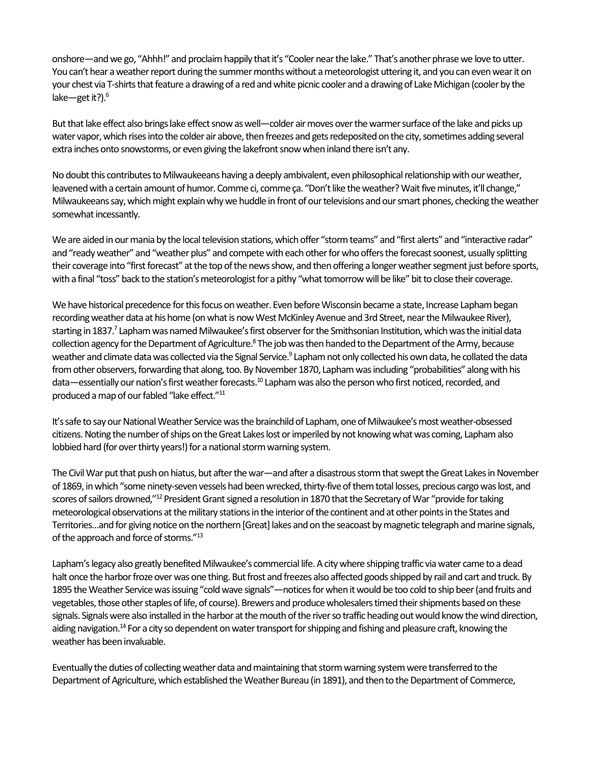onshore—and we go, "Ahhh!" and proclaim happily that it's "Cooler near the lake." That's another phrase we love to utter. You can't hear a weather report during the summer months without a meteorologist uttering it, and you can even wear it on your chest via T-shirts that feature a drawing of a red and white picnic cooler and a drawing of Lake Michigan (cooler by the lake—get it?).[6]

But that lake effect also brings lake effect snow as well—colder air moves over the warmer surface of the lake and picks up water vapor, which rises into the colder air above, then freezes and gets redeposited on the city, sometimes adding several extra inches onto snowstorms, or even giving the lakefront snow when inland there isn't any.

No doubt this contributes to Milwaukeeans having a deeply ambivalent, even philosophical relationship with our weather, leavened with a certain amount of humor. Comme ci, comme ça. "Don't like the weather? Wait five minutes, it'll change," Milwaukeeans say, which might explain why we huddle in front of our televisions and our smart phones, checking the weather somewhat incessantly.

We are aided in our mania by the local television stations, which offer "storm teams" and "first alerts" and "interactive radar" and "ready weather" and "weather plus" and compete with each other for who offers the forecast soonest, usually splitting their coverage into "first forecast" at the top of the news show, and then offering a longer weather segment just before sports, with a final "toss" back to the station's meteorologist for a pithy "what tomorrow will be like" bit to close their coverage.

We have historical precedence for this focus on weather. Even before Wisconsin became a state, Increase Lapham began recording weather data at his home (on what is now West McKinley Avenue and 3rd Street, near the Milwaukee River), starting in 1837.[7] Lapham was named Milwaukee's first observer for the Smithsonian Institution, which was the initial data collection agency for the Department of Agriculture.[8] The job was then handed to the Department of the Army, because weather and climate data was collected via the Signal Service.[9] Lapham not only collected his own data, he collated the data from other observers, forwarding that along, too. By November 1870, Lapham was including "probabilities" along with his data—essentially our nation's first weather forecasts.[10] Lapham was also the person who first noticed, recorded, and produced a map of our fabled "lake effect."[11]

It's safe to say our National Weather Service was the brainchild of Lapham, one of Milwaukee's most weather-obsessed citizens. Noting the number of ships on the Great Lakes lost or imperiled by not knowing what was coming, Lapham also lobbied hard (for over thirty years!) for a national storm warning system.

The Civil War put that push on hiatus, but after the war—and after a disastrous storm that swept the Great Lakes in November of 1869, in which "some ninety-seven vessels had been wrecked, thirty-five of them total losses, precious cargo was lost, and scores of sailors drowned,"[12] President Grant signed a resolution in 1870 that the Secretary of War "provide for taking meteorological observations at the military stations in the interior of the continent and at other points in the States and Territories…and for giving notice on the northern [Great] lakes and on the seacoast by magnetic telegraph and marine signals, of the approach and force of storms."[13]

Lapham's legacy also greatly benefited Milwaukee's commercial life. A city where shipping traffic via water came to a dead halt once the harbor froze over was one thing. But frost and freezes also affected goods shipped by rail and cart and truck. By 1895 the Weather Service was issuing "cold wave signals"—notices for when it would be too cold to ship beer (and fruits and vegetables, those other staples of life, of course). Brewers and produce wholesalers timed their shipments based on these signals. Signals were also installed in the harbor at the mouth of the river so traffic heading out would know the wind direction, aiding navigation.[14] For a city so dependent on water transport for shipping and fishing and pleasure craft, knowing the weather has been invaluable.

Eventually the duties of collecting weather data and maintaining that storm warning system were transferred to the Department of Agriculture, which established the Weather Bureau (in 1891), and then to the Department of Commerce,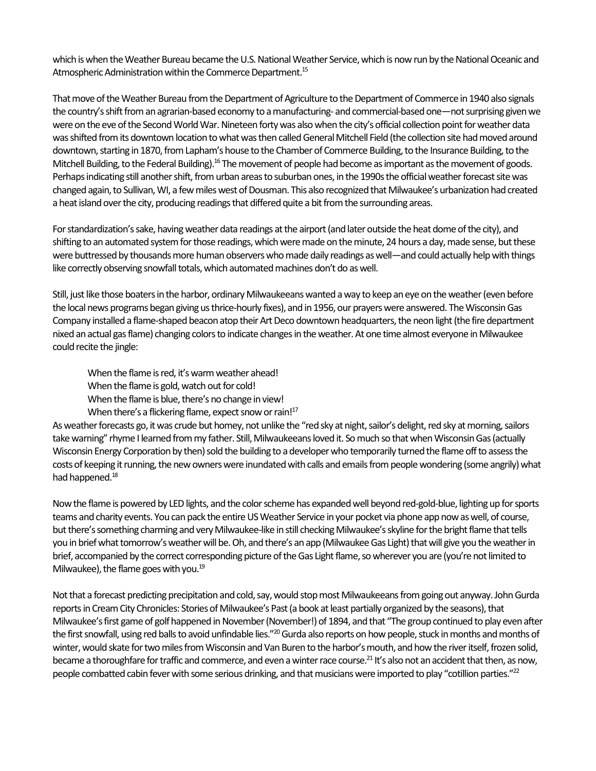which is when the Weather Bureau became the U.S. National Weather Service, which is now run by the National Oceanic and Atmospheric Administration within the Commerce Department.[15]

That move of the Weather Bureau from the Department of Agriculture to the Department of Commerce in 1940 also signals the country's shift from an agrarian-based economy to a manufacturing- and commercial-based one—not surprising given we were on the eve of the Second World War. Nineteen forty was also when the city's official collection point for weather data was shifted from its downtown location to what was then called General Mitchell Field (the collection site had moved around downtown, starting in 1870, from Lapham's house to the Chamber of Commerce Building, to the Insurance Building, to the Mitchell Building, to the Federal Building).[16] The movement of people had become as important as the movement of goods. Perhaps indicating still another shift, from urban areas to suburban ones, in the 1990s the official weather forecast site was changed again, to Sullivan, WI, a few miles west of Dousman. This also recognized that Milwaukee's urbanization had created a heat island over the city, producing readings that differed quite a bit from the surrounding areas.

For standardization's sake, having weather data readings at the airport (and later outside the heat dome of the city), and shifting to an automated system for those readings, which were made on the minute, 24 hours a day, made sense, but these were buttressed by thousands more human observers who made daily readings as well—and could actually help with things like correctly observing snowfall totals, which automated machines don't do as well.

Still, just like those boaters in the harbor, ordinary Milwaukeeans wanted a way to keep an eye on the weather (even before the local news programs began giving us thrice-hourly fixes), and in 1956, our prayers were answered. The Wisconsin Gas Company installed a flame-shaped beacon atop their Art Deco downtown headquarters, the neon light (the fire department nixed an actual gas flame) changing colors to indicate changes in the weather. At one time almost everyone in Milwaukee could recite the jingle:

> When the flame is red, it's warm weather ahead!
> When the flame is gold, watch out for cold!
> When the flame is blue, there's no change in view!
> When there's a flickering flame, expect snow or rain![17]

As weather forecasts go, it was crude but homey, not unlike the "red sky at night, sailor's delight, red sky at morning, sailors take warning" rhyme I learned from my father. Still, Milwaukeeans loved it. So much so that when Wisconsin Gas (actually Wisconsin Energy Corporation by then) sold the building to a developer who temporarily turned the flame off to assess the costs of keeping it running, the new owners were inundated with calls and emails from people wondering (some angrily) what had happened.[18]

Now the flame is powered by LED lights, and the color scheme has expanded well beyond red-gold-blue, lighting up for sports teams and charity events. You can pack the entire US Weather Service in your pocket via phone app now as well, of course, but there's something charming and very Milwaukee-like in still checking Milwaukee's skyline for the bright flame that tells you in brief what tomorrow's weather will be. Oh, and there's an app (Milwaukee Gas Light) that will give you the weather in brief, accompanied by the correct corresponding picture of the Gas Light flame, so wherever you are (you're not limited to Milwaukee), the flame goes with you.[19]

Not that a forecast predicting precipitation and cold, say, would stop most Milwaukeeans from going out anyway. John Gurda reports in Cream City Chronicles: Stories of Milwaukee's Past (a book at least partially organized by the seasons), that Milwaukee's first game of golf happened in November (November!) of 1894, and that "The group continued to play even after the first snowfall, using red balls to avoid unfindable lies."[20] Gurda also reports on how people, stuck in months and months of winter, would skate for two miles from Wisconsin and Van Buren to the harbor's mouth, and how the river itself, frozen solid, became a thoroughfare for traffic and commerce, and even a winter race course.[21] It's also not an accident that then, as now, people combatted cabin fever with some serious drinking, and that musicians were imported to play "cotillion parties."[22]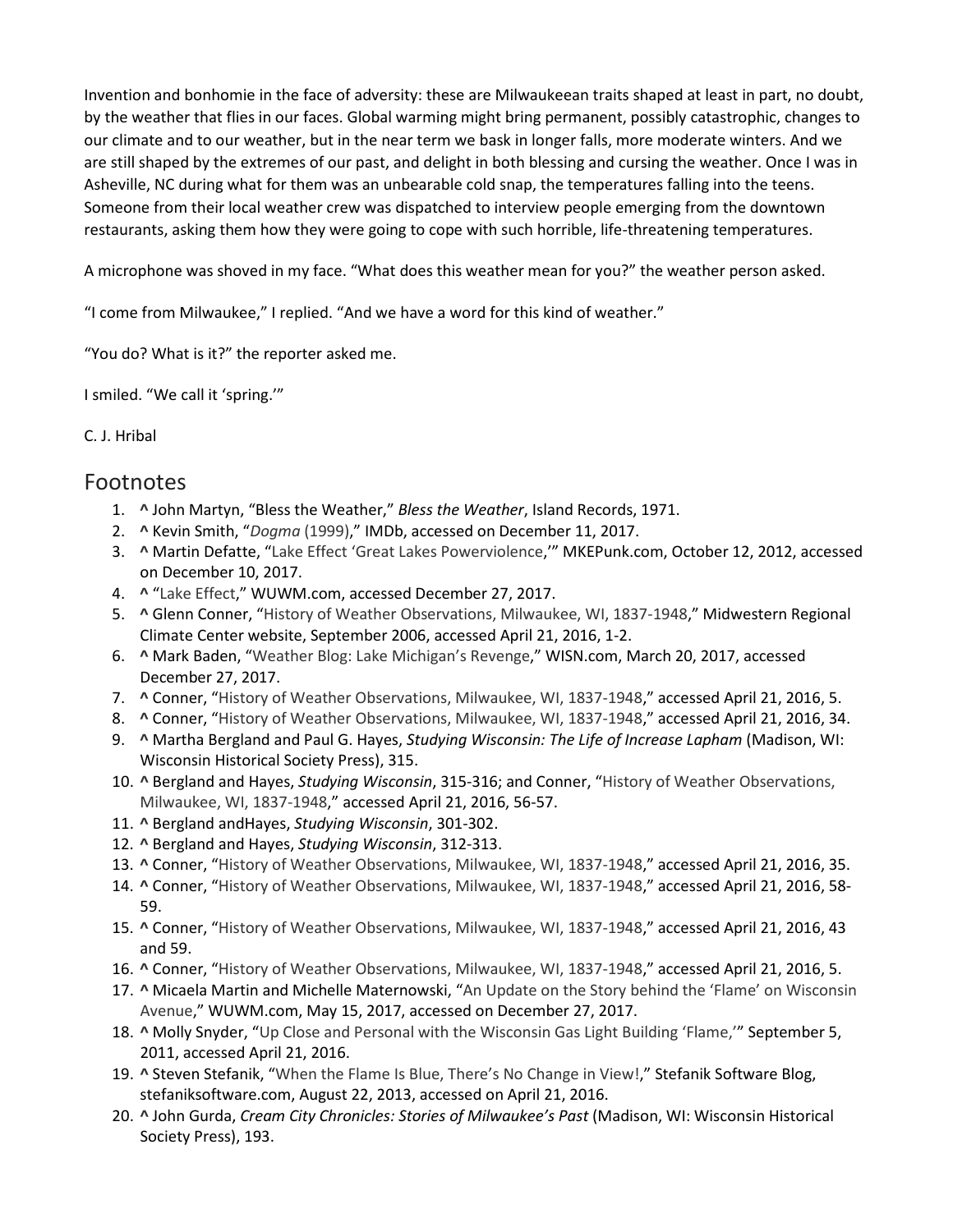Invention and bonhomie in the face of adversity: these are Milwaukeean traits shaped at least in part, no doubt, by the weather that flies in our faces. Global warming might bring permanent, possibly catastrophic, changes to our climate and to our weather, but in the near term we bask in longer falls, more moderate winters. And we are still shaped by the extremes of our past, and delight in both blessing and cursing the weather. Once I was in Asheville, NC during what for them was an unbearable cold snap, the temperatures falling into the teens. Someone from their local weather crew was dispatched to interview people emerging from the downtown restaurants, asking them how they were going to cope with such horrible, life-threatening temperatures.

A microphone was shoved in my face. "What does this weather mean for you?" the weather person asked.

"I come from Milwaukee," I replied. "And we have a word for this kind of weather."

"You do? What is it?" the reporter asked me.

I smiled. "We call it 'spring.'"

C. J. Hribal

## Footnotes

1. ^ John Martyn, "Bless the Weather," *Bless the Weather*, Island Records, 1971.
2. ^ Kevin Smith, "*Dogma* (1999)," IMDb, accessed on December 11, 2017.
3. ^ Martin Defatte, "Lake Effect 'Great Lakes Powerviolence,'" MKEPunk.com, October 12, 2012, accessed on December 10, 2017.
4. ^ "Lake Effect," WUWM.com, accessed December 27, 2017.
5. ^ Glenn Conner, "History of Weather Observations, Milwaukee, WI, 1837-1948," Midwestern Regional Climate Center website, September 2006, accessed April 21, 2016, 1-2.
6. ^ Mark Baden, "Weather Blog: Lake Michigan's Revenge," WISN.com, March 20, 2017, accessed December 27, 2017.
7. ^ Conner, "History of Weather Observations, Milwaukee, WI, 1837-1948," accessed April 21, 2016, 5.
8. ^ Conner, "History of Weather Observations, Milwaukee, WI, 1837-1948," accessed April 21, 2016, 34.
9. ^ Martha Bergland and Paul G. Hayes, *Studying Wisconsin: The Life of Increase Lapham* (Madison, WI: Wisconsin Historical Society Press), 315.
10. ^ Bergland and Hayes, *Studying Wisconsin*, 315-316; and Conner, "History of Weather Observations, Milwaukee, WI, 1837-1948," accessed April 21, 2016, 56-57.
11. ^ Bergland andHayes, *Studying Wisconsin*, 301-302.
12. ^ Bergland and Hayes, *Studying Wisconsin*, 312-313.
13. ^ Conner, "History of Weather Observations, Milwaukee, WI, 1837-1948," accessed April 21, 2016, 35.
14. ^ Conner, "History of Weather Observations, Milwaukee, WI, 1837-1948," accessed April 21, 2016, 58-59.
15. ^ Conner, "History of Weather Observations, Milwaukee, WI, 1837-1948," accessed April 21, 2016, 43 and 59.
16. ^ Conner, "History of Weather Observations, Milwaukee, WI, 1837-1948," accessed April 21, 2016, 5.
17. ^ Micaela Martin and Michelle Maternowski, "An Update on the Story behind the 'Flame' on Wisconsin Avenue," WUWM.com, May 15, 2017, accessed on December 27, 2017.
18. ^ Molly Snyder, "Up Close and Personal with the Wisconsin Gas Light Building 'Flame,'" September 5, 2011, accessed April 21, 2016.
19. ^ Steven Stefanik, "When the Flame Is Blue, There's No Change in View!," Stefanik Software Blog, stefaniksoftware.com, August 22, 2013, accessed on April 21, 2016.
20. ^ John Gurda, *Cream City Chronicles: Stories of Milwaukee's Past* (Madison, WI: Wisconsin Historical Society Press), 193.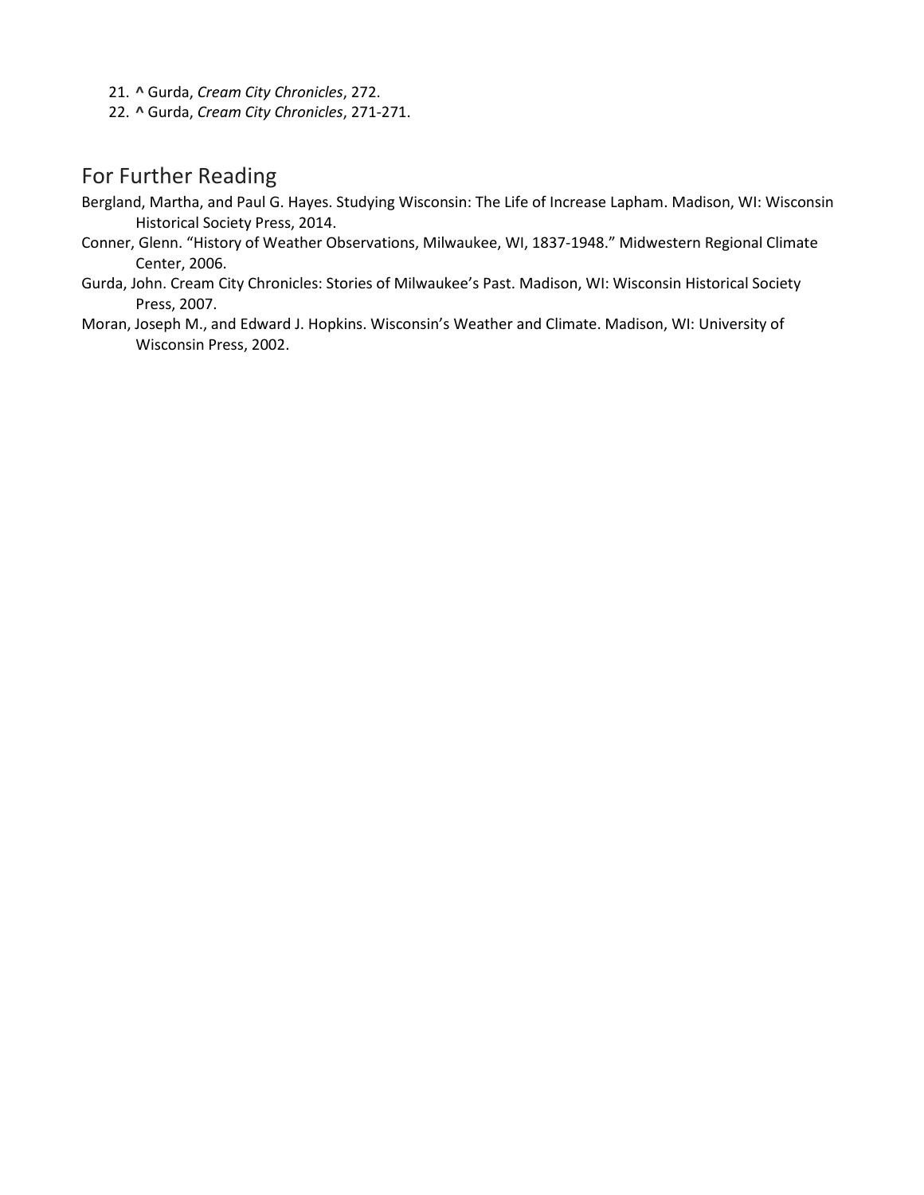21. **^** Gurda, *Cream City Chronicles*, 272.
22. **^** Gurda, *Cream City Chronicles*, 271-271.

## For Further Reading

Bergland, Martha, and Paul G. Hayes. Studying Wisconsin: The Life of Increase Lapham. Madison, WI: Wisconsin Historical Society Press, 2014.

Conner, Glenn. "History of Weather Observations, Milwaukee, WI, 1837-1948." Midwestern Regional Climate Center, 2006.

Gurda, John. Cream City Chronicles: Stories of Milwaukee's Past. Madison, WI: Wisconsin Historical Society Press, 2007.

Moran, Joseph M., and Edward J. Hopkins. Wisconsin's Weather and Climate. Madison, WI: University of Wisconsin Press, 2002.